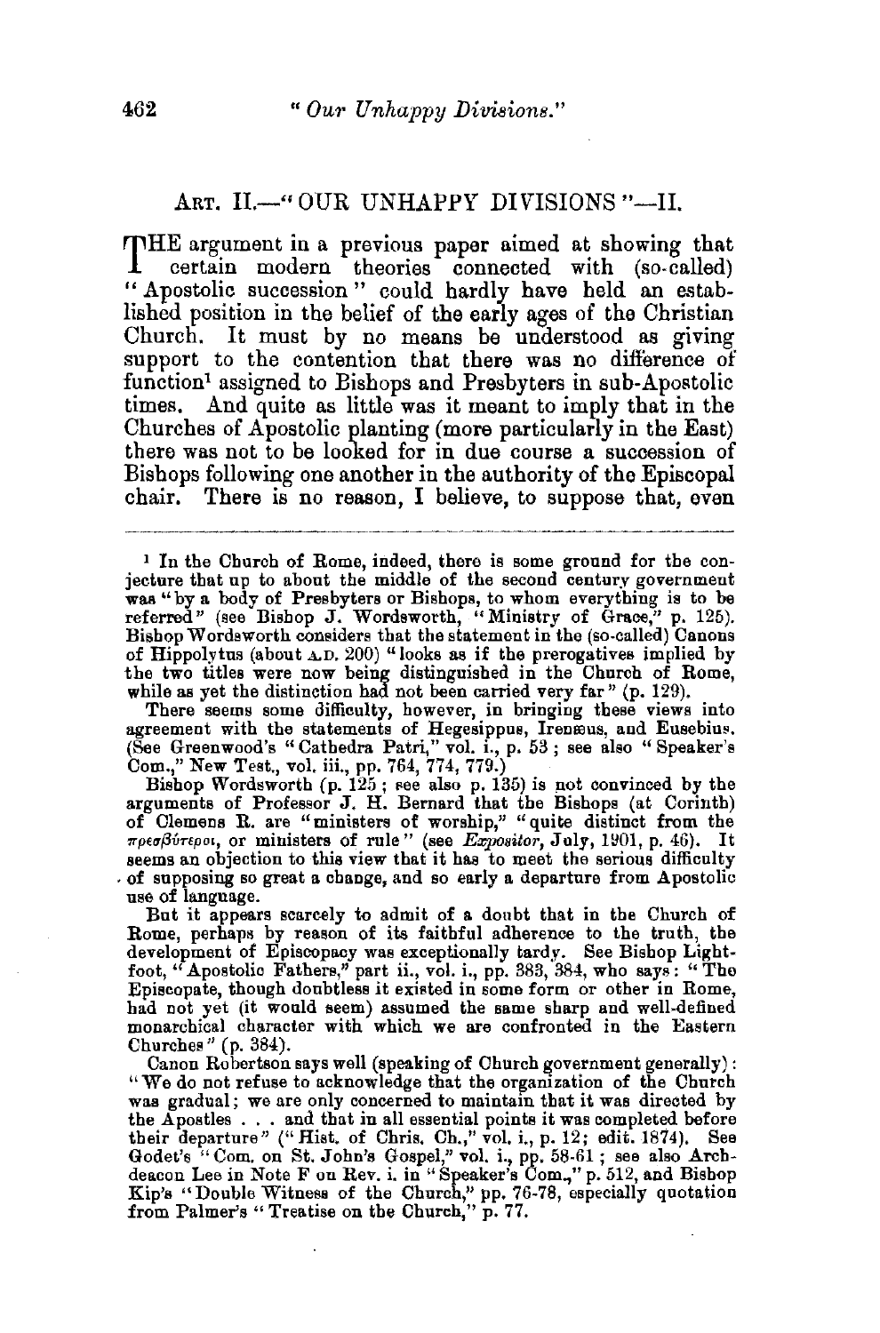## Art. II.—"OUR UNHAPPY DIVISIONS"—II.

THE argument in a previous paper aimed at showing that certain modern theories connected with (so-called) "Apostolic succession" could hardly have held an established position in the belief of the early ages of the Christian Church. It must by no means be understood as giving support to the contention that there was no difference of function[1] assigned to Bishops and Presbyters in sub-Apostolic times. And quite as little was it meant to imply that in the Churches of Apostolic planting (more particularly in the East) there was not to be looked for in due course a succession of Bishops following one another in the authority of the Episcopal chair. There is no reason, I believe, to suppose that, even

---

[1] In the Church of Rome, indeed, there is some ground for the conjecture that up to about the middle of the second century government was "by a body of Presbyters or Bishops, to whom everything is to be referred" (see Bishop J. Wordsworth, "Ministry of Grace," p. 125). Bishop Wordsworth considers that the statement in the (so-called) Canons of Hippolytus (about A.D. 200) "looks as if the prerogatives implied by the two titles were now being distinguished in the Church of Rome, while as yet the distinction had not been carried very far" (p. 129).

There seems some difficulty, however, in bringing these views into agreement with the statements of Hegesippus, Irenæus, and Eusebius. (See Greenwood's "Cathedra Patri," vol. i., p. 53; see also "Speaker's Com.," New Test., vol. iii., pp. 764, 774, 779.)

Bishop Wordsworth (p. 125; see also p. 135) is not convinced by the arguments of Professor J. H. Bernard that the Bishops (at Corinth) of Clemens R. are "ministers of worship," "quite distinct from the πρεσβύτεροι, or ministers of rule" (see *Expositor*, July, 1901, p. 46). It seems an objection to this view that it has to meet the serious difficulty of supposing so great a change, and so early a departure from Apostolic use of language.

But it appears scarcely to admit of a doubt that in the Church of Rome, perhaps by reason of its faithful adherence to the truth, the development of Episcopacy was exceptionally tardy. See Bishop Lightfoot, "Apostolic Fathers," part ii., vol. i., pp. 383, 384, who says: "The Episcopate, though doubtless it existed in some form or other in Rome, had not yet (it would seem) assumed the same sharp and well-defined monarchical character with which we are confronted in the Eastern Churches" (p. 384).

Canon Robertson says well (speaking of Church government generally): "We do not refuse to acknowledge that the organization of the Church was gradual; we are only concerned to maintain that it was directed by the Apostles . . . and that in all essential points it was completed before their departure" ("Hist. of Chris. Ch.," vol. i., p. 12; edit. 1874). See Godet's "Com. on St. John's Gospel," vol. i., pp. 58-61; see also Archdeacon Lee in Note F on Rev. i. in "Speaker's Com.," p. 512, and Bishop Kip's "Double Witness of the Church," pp. 76-78, especially quotation from Palmer's "Treatise on the Church," p. 77.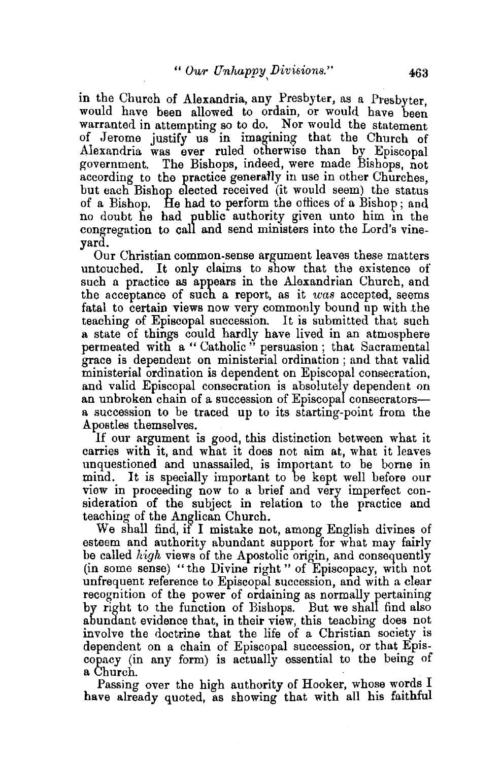in the Church of Alexandria, any Presbyter, as a Presbyter, would have been allowed to ordain, or would have been warranted in attempting so to do. Nor would the statement of Jerome justify us in imagining that the Church of Alexandria was ever ruled otherwise than by Episcopal government. The Bishops, indeed, were made Bishops, not according to the practice generally in use in other Churches, but each Bishop elected received (it would seem) the status of a Bishop. He had to perform the offices of a Bishop; and no doubt he had public authority given unto him in the congregation to call and send ministers into the Lord's vineyard.

Our Christian common-sense argument leaves these matters untouched. It only claims to show that the existence of such a practice as appears in the Alexandrian Church, and the acceptance of such a report, as it *was* accepted, seems fatal to certain views now very commonly bound up with the teaching of Episcopal succession. It is submitted that such a state of things could hardly have lived in an atmosphere permeated with a "Catholic" persuasion; that Sacramental grace is dependent on ministerial ordination; and that valid ministerial ordination is dependent on Episcopal consecration, and valid Episcopal consecration is absolutely dependent on an unbroken chain of a succession of Episcopal consecrators—a succession to be traced up to its starting-point from the Apostles themselves.

If our argument is good, this distinction between what it carries with it, and what it does not aim at, what it leaves unquestioned and unassailed, is important to be borne in mind. It is specially important to be kept well before our view in proceeding now to a brief and very imperfect consideration of the subject in relation to the practice and teaching of the Anglican Church.

We shall find, if I mistake not, among English divines of esteem and authority abundant support for what may fairly be called *high* views of the Apostolic origin, and consequently (in some sense) "the Divine right" of Episcopacy, with not unfrequent reference to Episcopal succession, and with a clear recognition of the power of ordaining as normally pertaining by right to the function of Bishops. But we shall find also abundant evidence that, in their view, this teaching does not involve the doctrine that the life of a Christian society is dependent on a chain of Episcopal succession, or that Episcopacy (in any form) is actually essential to the being of a Church.

Passing over the high authority of Hooker, whose words I have already quoted, as showing that with all his faithful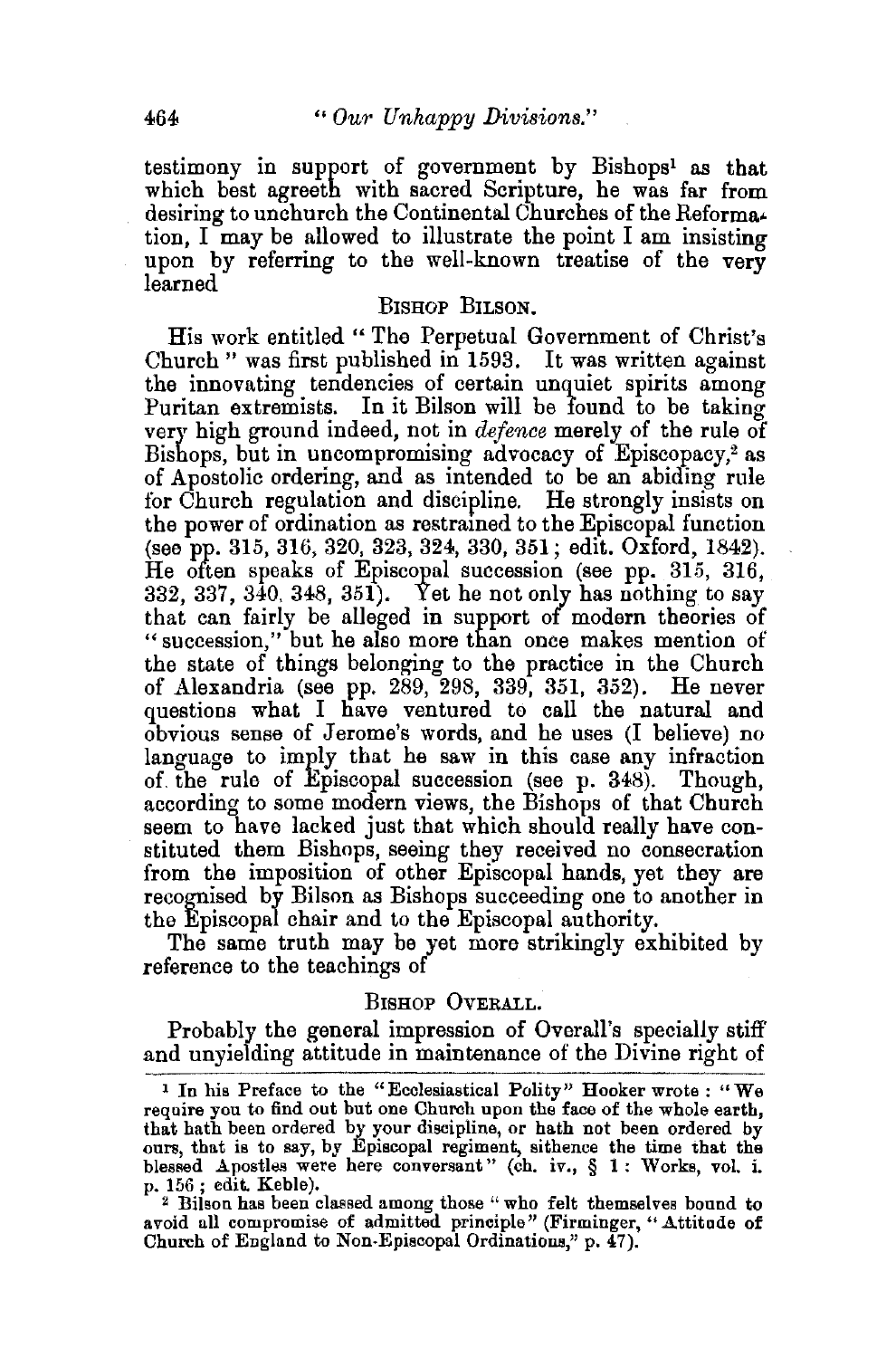testimony in support of government by Bishops[1] as that which best agreeth with sacred Scripture, he was far from desiring to unchurch the Continental Churches of the Reformation, I may be allowed to illustrate the point I am insisting upon by referring to the well-known treatise of the very learned

### Bishop Bilson.

His work entitled "The Perpetual Government of Christ's Church" was first published in 1593. It was written against the innovating tendencies of certain unquiet spirits among Puritan extremists. In it Bilson will be found to be taking very high ground indeed, not in *defence* merely of the rule of Bishops, but in uncompromising advocacy of Episcopacy,[2] as of Apostolic ordering, and as intended to be an abiding rule for Church regulation and discipline. He strongly insists on the power of ordination as restrained to the Episcopal function (see pp. 315, 316, 320, 323, 324, 330, 351; edit. Oxford, 1842). He often speaks of Episcopal succession (see pp. 315, 316, 332, 337, 340, 348, 351). Yet he not only has nothing to say that can fairly be alleged in support of modern theories of "succession," but he also more than once makes mention of the state of things belonging to the practice in the Church of Alexandria (see pp. 289, 298, 339, 351, 352). He never questions what I have ventured to call the natural and obvious sense of Jerome's words, and he uses (I believe) no language to imply that he saw in this case any infraction of the rule of Episcopal succession (see p. 348). Though, according to some modern views, the Bishops of that Church seem to have lacked just that which should really have constituted them Bishops, seeing they received no consecration from the imposition of other Episcopal hands, yet they are recognised by Bilson as Bishops succeeding one to another in the Episcopal chair and to the Episcopal authority.

The same truth may be yet more strikingly exhibited by reference to the teachings of

### Bishop Overall.

Probably the general impression of Overall's specially stiff and unyielding attitude in maintenance of the Divine right of

---

[1] In his Preface to the "Ecclesiastical Polity" Hooker wrote: "We require you to find out but one Church upon the face of the whole earth, that hath been ordered by your discipline, or hath not been ordered by ours, that is to say, by Episcopal regiment, sithence the time that the blessed Apostles were here conversant" (ch. iv., § 1: Works, vol. i. p. 156; edit. Keble).

[2] Bilson has been classed among those "who felt themselves bound to avoid all compromise of admitted principle" (Firminger, "Attitude of Church of England to Non-Episcopal Ordinations," p. 47).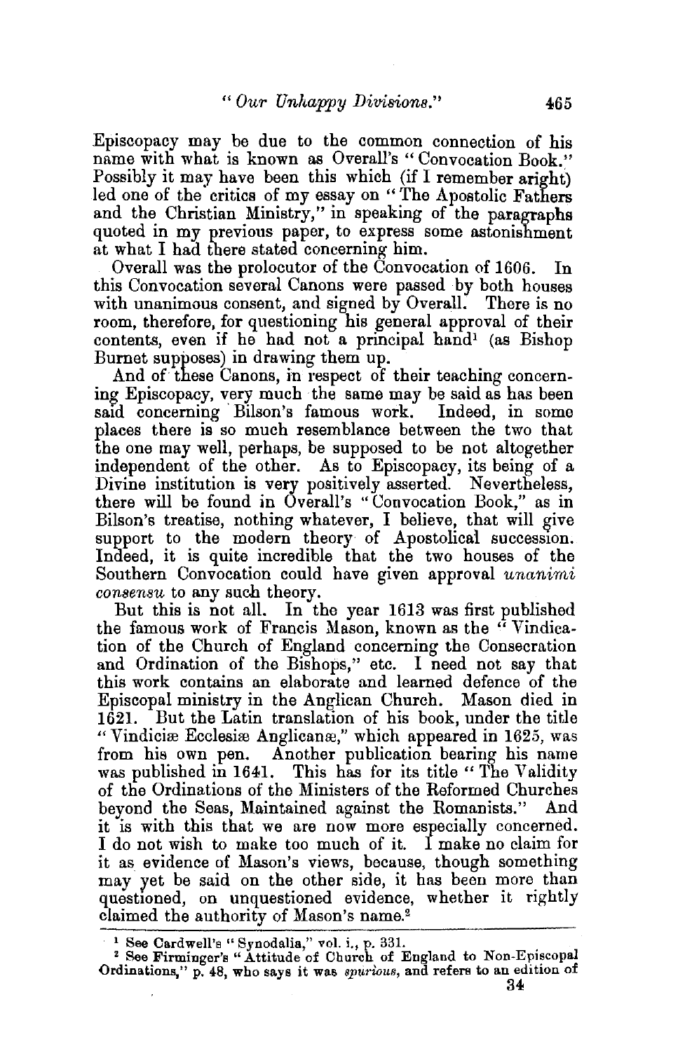Episcopacy may be due to the common connection of his name with what is known as Overall's "Convocation Book." Possibly it may have been this which (if I remember aright) led one of the critics of my essay on "The Apostolic Fathers and the Christian Ministry," in speaking of the paragraphs quoted in my previous paper, to express some astonishment at what I had there stated concerning him.

Overall was the prolocutor of the Convocation of 1606. In this Convocation several Canons were passed by both houses with unanimous consent, and signed by Overall. There is no room, therefore, for questioning his general approval of their contents, even if he had not a principal hand[1] (as Bishop Burnet supposes) in drawing them up.

And of these Canons, in respect of their teaching concerning Episcopacy, very much the same may be said as has been said concerning Bilson's famous work. Indeed, in some places there is so much resemblance between the two that the one may well, perhaps, be supposed to be not altogether independent of the other. As to Episcopacy, its being of a Divine institution is very positively asserted. Nevertheless, there will be found in Overall's "Convocation Book," as in Bilson's treatise, nothing whatever, I believe, that will give support to the modern theory of Apostolical succession. Indeed, it is quite incredible that the two houses of the Southern Convocation could have given approval *unanimi consensu* to any such theory.

But this is not all. In the year 1613 was first published the famous work of Francis Mason, known as the "Vindication of the Church of England concerning the Consecration and Ordination of the Bishops," etc. I need not say that this work contains an elaborate and learned defence of the Episcopal ministry in the Anglican Church. Mason died in 1621. But the Latin translation of his book, under the title "Vindiciæ Ecclesiæ Anglicanæ," which appeared in 1625, was from his own pen. Another publication bearing his name was published in 1641. This has for its title "The Validity of the Ordinations of the Ministers of the Reformed Churches beyond the Seas, Maintained against the Romanists." And it is with this that we are now more especially concerned. I do not wish to make too much of it. I make no claim for it as evidence of Mason's views, because, though something may yet be said on the other side, it has been more than questioned, on unquestioned evidence, whether it rightly claimed the authority of Mason's name.[2]

---

[1] See Cardwell's "Synodalia," vol. i., p. 331.

[2] See Firminger's "Attitude of Church of England to Non-Episcopal Ordinations," p. 48, who says it was *spurious*, and refers to an edition of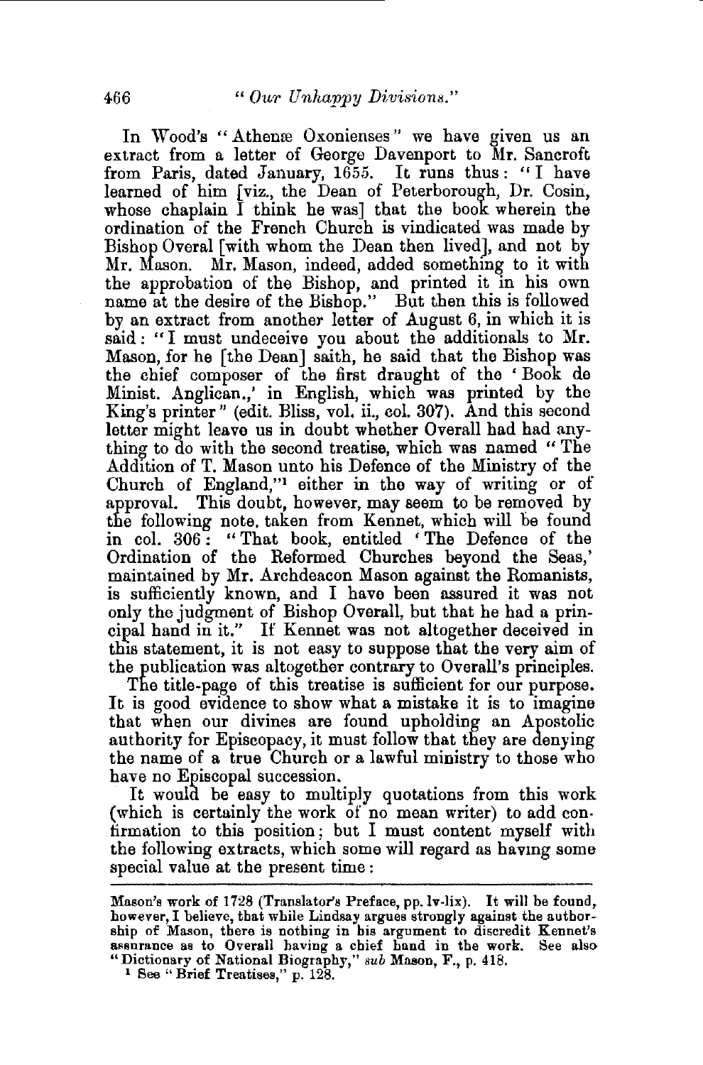In Wood's "Athenæ Oxonienses" we have given us an extract from a letter of George Davenport to Mr. Sancroft from Paris, dated January, 1655. It runs thus: "I have learned of him [viz., the Dean of Peterborough, Dr. Cosin, whose chaplain I think he was] that the book wherein the ordination of the French Church is vindicated was made by Bishop Overal [with whom the Dean then lived], and not by Mr. Mason. Mr. Mason, indeed, added something to it with the approbation of the Bishop, and printed it in his own name at the desire of the Bishop." But then this is followed by an extract from another letter of August 6, in which it is said: "I must undeceive you about the additionals to Mr. Mason, for he [the Dean] saith, he said that the Bishop was the chief composer of the first draught of the 'Book de Minist. Anglican.,' in English, which was printed by the King's printer" (edit. Bliss, vol. ii., col. 307). And this second letter might leave us in doubt whether Overall had had anything to do with the second treatise, which was named "The Addition of T. Mason unto his Defence of the Ministry of the Church of England,"[1] either in the way of writing or of approval. This doubt, however, may seem to be removed by the following note, taken from Kennet, which will be found in col. 306: "That book, entitled 'The Defence of the Ordination of the Reformed Churches beyond the Seas,' maintained by Mr. Archdeacon Mason against the Romanists, is sufficiently known, and I have been assured it was not only the judgment of Bishop Overall, but that he had a principal hand in it." If Kennet was not altogether deceived in this statement, it is not easy to suppose that the very aim of the publication was altogether contrary to Overall's principles.

The title-page of this treatise is sufficient for our purpose. It is good evidence to show what a mistake it is to imagine that when our divines are found upholding an Apostolic authority for Episcopacy, it must follow that they are denying the name of a true Church or a lawful ministry to those who have no Episcopal succession.

It would be easy to multiply quotations from this work (which is certainly the work of no mean writer) to add confirmation to this position; but I must content myself with the following extracts, which some will regard as having some special value at the present time:

---

Mason's work of 1728 (Translator's Preface, pp. lv-lix). It will be found, however, I believe, that while Lindsay argues strongly against the authorship of Mason, there is nothing in his argument to discredit Kennet's assurance as to Overall having a chief hand in the work. See also "Dictionary of National Biography," *sub* Mason, F., p. 418.

[1] See "Brief Treatises," p. 128.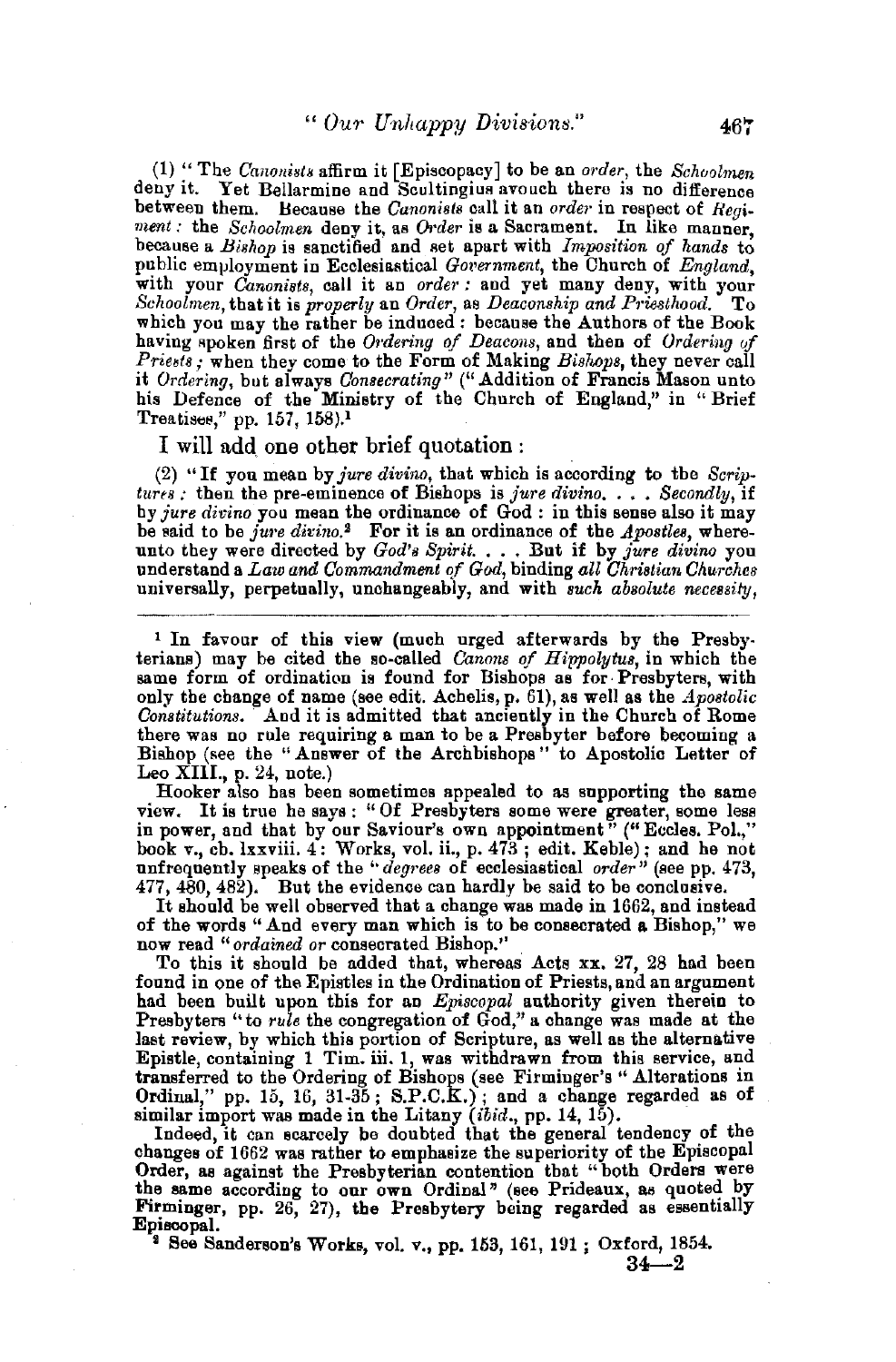(1) "The *Canonists* affirm it [Episcopacy] to be an *order*, the *Schoolmen* deny it. Yet Bellarmine and Scultingius avouch there is no difference between them. Because the *Canonists* call it an *order* in respect of *Regiment*: the *Schoolmen* deny it, as *Order* is a Sacrament. In like manner, because a *Bishop* is sanctified and set apart with *Imposition of hands* to public employment in Ecclesiastical *Government*, the Church of *England*, with your *Canonists*, call it an *order*: and yet many deny, with your *Schoolmen*, that it is *properly* an *Order*, as *Deaconship and Priesthood.* To which you may the rather be induced: because the Authors of the Book having spoken first of the *Ordering of Deacons*, and then of *Ordering of Priests*; when they come to the Form of Making *Bishops*, they never call it *Ordering*, but always *Consecrating*" ("Addition of Francis Mason unto his Defence of the Ministry of the Church of England," in "Brief Treatises," pp. 157, 158).[1]

I will add one other brief quotation:

(2) "If you mean by *jure divino*, that which is according to the *Scriptures*: then the pre-eminence of Bishops is *jure divino*. . . . *Secondly*, if by *jure divino* you mean the ordinance of God: in this sense also it may be said to be *jure divino*.[2] For it is an ordinance of the *Apostles*, whereunto they were directed by *God's Spirit*. . . . But if by *jure divino* you understand a *Law and Commandment of God*, binding *all Christian Churches* universally, perpetually, unchangeably, and with *such absolute necessity*,

---

[1] In favour of this view (much urged afterwards by the Presbyterians) may be cited the so-called *Canons of Hippolytus*, in which the same form of ordination is found for Bishops as for Presbyters, with only the change of name (see edit. Achelis, p. 61), as well as the *Apostolic Constitutions*. And it is admitted that anciently in the Church of Rome there was no rule requiring a man to be a Presbyter before becoming a Bishop (see the "Answer of the Archbishops" to Apostolic Letter of Leo XIII., p. 24, note.)

Hooker also has been sometimes appealed to as supporting the same view. It is true he says: "Of Presbyters some were greater, some less in power, and that by our Saviour's own appointment" ("Eccles. Pol.," book v., ch. lxxviii. 4: Works, vol. ii., p. 473; edit. Keble); and he not unfrequently speaks of the "*degrees* of ecclesiastical *order*" (see pp. 473, 477, 480, 482). But the evidence can hardly be said to be conclusive.

It should be well observed that a change was made in 1662, and instead of the words "And every man which is to be consecrated a Bishop," we now read "*ordained or* consecrated Bishop."

To this it should be added that, whereas Acts xx. 27, 28 had been found in one of the Epistles in the Ordination of Priests, and an argument had been built upon this for an *Episcopal* authority given therein to Presbyters "to *rule* the congregation of God," a change was made at the last review, by which this portion of Scripture, as well as the alternative Epistle, containing 1 Tim. iii. 1, was withdrawn from this service, and transferred to the Ordering of Bishops (see Firminger's "Alterations in Ordinal," pp. 15, 16, 31-35; S.P.C.K.); and a change regarded as of similar import was made in the Litany (*ibid.*, pp. 14, 15).

Indeed, it can scarcely be doubted that the general tendency of the changes of 1662 was rather to emphasize the superiority of the Episcopal Order, as against the Presbyterian contention that "both Orders were the same according to our own Ordinal" (see Prideaux, as quoted by Firminger, pp. 26, 27), the Presbytery being regarded as essentially Episcopal.

[2] See Sanderson's Works, vol. v., pp. 153, 161, 191; Oxford, 1854.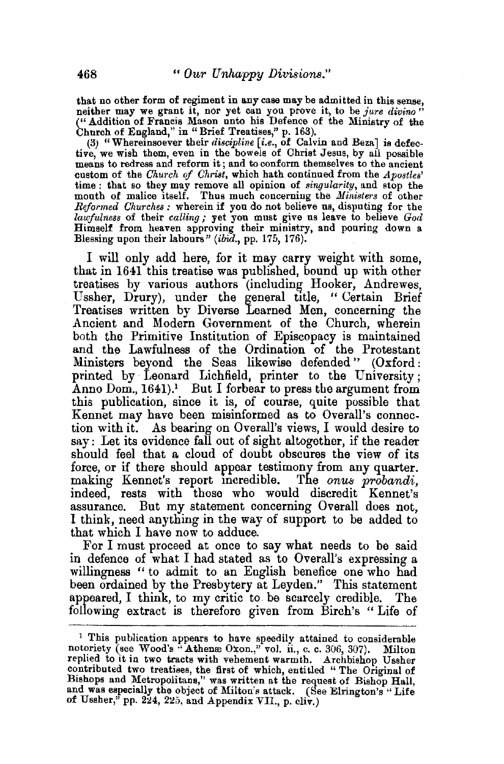that no other form of regiment in any case may be admitted in this sense, neither may we grant it, nor yet can you prove it, to be *jure divino*" ("Addition of Francis Mason unto his Defence of the Ministry of the Church of England," in "Brief Treatises," p. 163).

(3) "Whereinsoever their *discipline* [*i.e.*, of Calvin and Beza] is defective, we wish them, even in the bowels of Christ Jesus, by all possible means to redress and reform it; and to conform themselves to the ancient custom of the *Church of Christ*, which hath continued from the *Apostles'* time: that so they may remove all opinion of *singularity*, and stop the mouth of malice itself. Thus much concerning the *Ministers* of other *Reformed Churches*: wherein if you do not believe us, disputing for the *lawfulness* of their *calling*; yet you must give us leave to believe *God* Himself from heaven approving their ministry, and pouring down a Blessing upon their labours" (*ibid.*, pp. 175, 176).

I will only add here, for it may carry weight with some, that in 1641 this treatise was published, bound up with other treatises by various authors (including Hooker, Andrewes, Ussher, Drury), under the general title, "Certain Brief Treatises written by Diverse Learned Men, concerning the Ancient and Modern Government of the Church, wherein both the Primitive Institution of Episcopacy is maintained and the Lawfulness of the Ordination of the Protestant Ministers beyond the Seas likewise defended" (Oxford: printed by Leonard Lichfield, printer to the University; Anno Dom., 1641).[1] But I forbear to press the argument from this publication, since it is, of course, quite possible that Kennet may have been misinformed as to Overall's connection with it. As bearing on Overall's views, I would desire to say: Let its evidence fall out of sight altogether, if the reader should feel that a cloud of doubt obscures the view of its force, or if there should appear testimony from any quarter. making Kennet's report incredible. The *onus probandi*, indeed, rests with those who would discredit Kennet's assurance. But my statement concerning Overall does not, I think, need anything in the way of support to be added to that which I have now to adduce.

For I must proceed at once to say what needs to be said in defence of what I had stated as to Overall's expressing a willingness "to admit to an English benefice one who had been ordained by the Presbytery at Leyden." This statement appeared, I think, to my critic to be scarcely credible. The following extract is therefore given from Birch's "Life of

[1] This publication appears to have speedily attained to considerable notoriety (see Wood's "Athenæ Oxon.," vol. ii., c. c. 306, 307). Milton replied to it in two tracts with vehement warmth. Archbishop Ussher contributed two treatises, the first of which, entitled "The Original of Bishops and Metropolitans," was written at the request of Bishop Hall, and was especially the object of Milton's attack. (See Elrington's "Life of Ussher," pp. 224, 225, and Appendix VII., p. cliv.)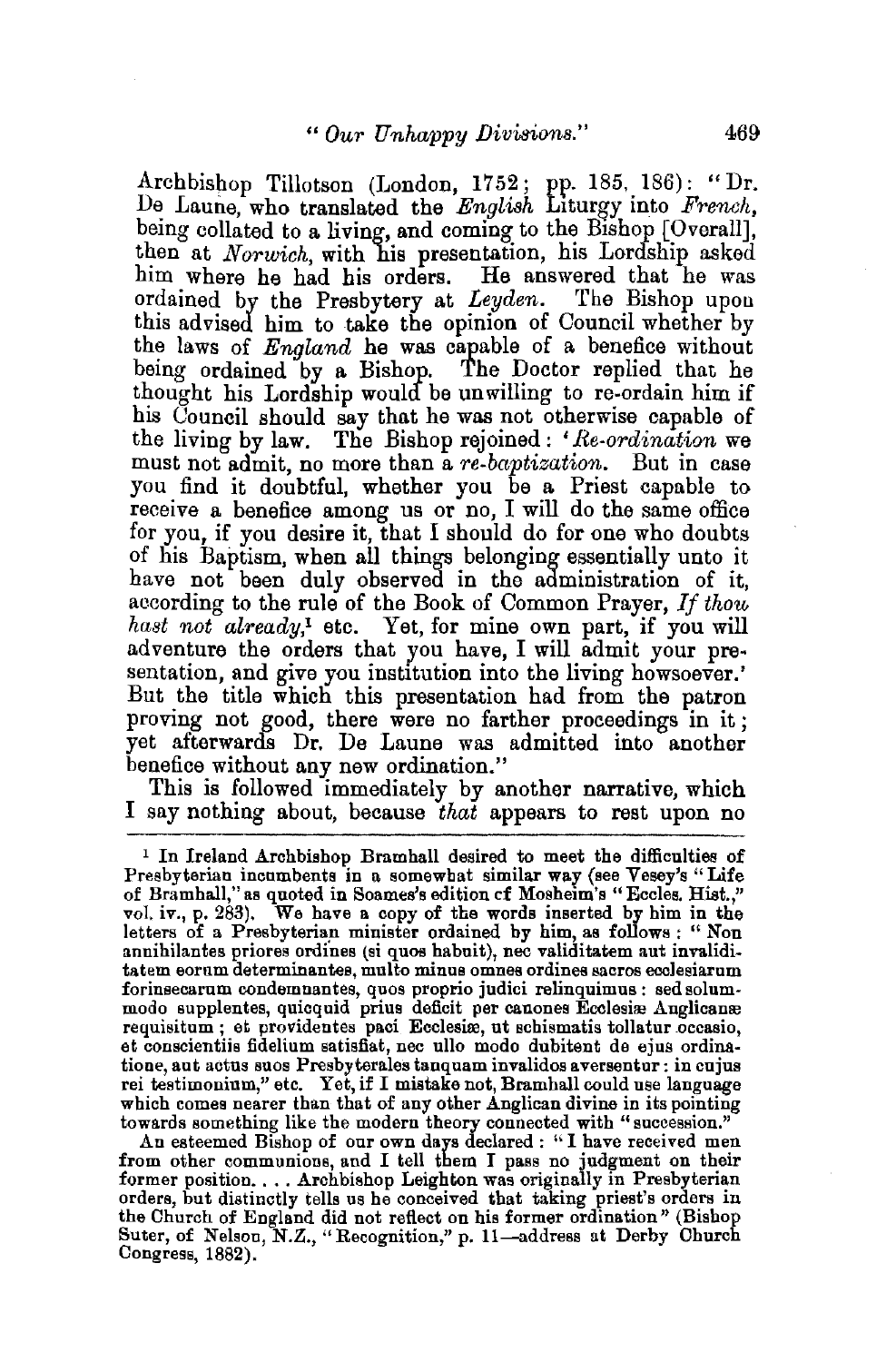Archbishop Tillotson (London, 1752; pp. 185, 186): "Dr. De Laune, who translated the *English* Liturgy into *French*, being collated to a living, and coming to the Bishop [Overall], then at *Norwich*, with his presentation, his Lordship asked him where he had his orders. He answered that he was ordained by the Presbytery at *Leyden*. The Bishop upon this advised him to take the opinion of Council whether by the laws of *England* he was capable of a benefice without being ordained by a Bishop. The Doctor replied that he thought his Lordship would be unwilling to re-ordain him if his Council should say that he was not otherwise capable of the living by law. The Bishop rejoined: '*Re-ordination* we must not admit, no more than a *re-baptization*. But in case you find it doubtful, whether you be a Priest capable to receive a benefice among us or no, I will do the same office for you, if you desire it, that I should do for one who doubts of his Baptism, when all things belonging essentially unto it have not been duly observed in the administration of it, according to the rule of the Book of Common Prayer, *If thou hast not already*,[1] etc. Yet, for mine own part, if you will adventure the orders that you have, I will admit your presentation, and give you institution into the living howsoever.' But the title which this presentation had from the patron proving not good, there were no farther proceedings in it; yet afterwards Dr. De Laune was admitted into another benefice without any new ordination."

This is followed immediately by another narrative, which I say nothing about, because *that* appears to rest upon no

---

[1] In Ireland Archbishop Bramhall desired to meet the difficulties of Presbyterian incumbents in a somewhat similar way (see Vesey's "Life of Bramhall," as quoted in Soames's edition of Mosheim's "Eccles. Hist.," vol. iv., p. 283). We have a copy of the words inserted by him in the letters of a Presbyterian minister ordained by him, as follows: "Non annihilantes priores ordines (si quos habuit), nec validitatem aut invaliditatem eorum determinantes, multo minus omnes ordines sacros ecclesiarum forinsecarum condemnantes, quos proprio judici relinquimus: sed solummodo supplentes, quicquid prius deficit per canones Ecclesiæ Anglicanæ requisitum; et providentes paci Ecclesiæ, ut schismatis tollatur occasio, et conscientiis fidelium satisfiat, nec ullo modo dubitent de ejus ordinatione, aut actus suos Presbyterales tanquam invalidos aversentur: in cujus rei testimonium," etc. Yet, if I mistake not, Bramhall could use language which comes nearer than that of any other Anglican divine in its pointing towards something like the modern theory connected with "succession."

An esteemed Bishop of our own days declared: "I have received men from other communions, and I tell them I pass no judgment on their former position. . . . Archbishop Leighton was originally in Presbyterian orders, but distinctly tells us he conceived that taking priest's orders in the Church of England did not reflect on his former ordination" (Bishop Suter, of Nelson, N.Z., "Recognition," p. 11—address at Derby Church Congress, 1882).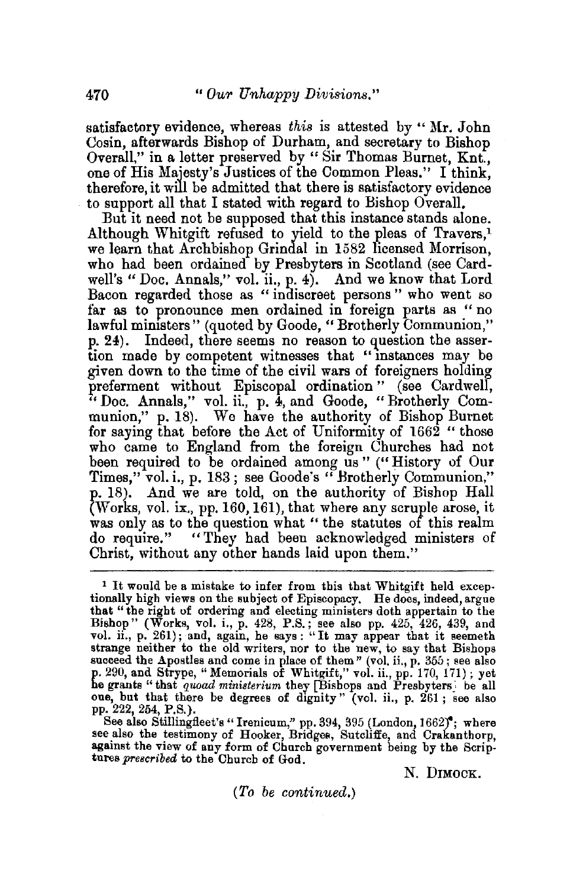satisfactory evidence, whereas *this* is attested by "Mr. John Cosin, afterwards Bishop of Durham, and secretary to Bishop Overall," in a letter preserved by "Sir Thomas Burnet, Knt., one of His Majesty's Justices of the Common Pleas." I think, therefore, it will be admitted that there is satisfactory evidence to support all that I stated with regard to Bishop Overall.

But it need not be supposed that this instance stands alone. Although Whitgift refused to yield to the pleas of Travers,[1] we learn that Archbishop Grindal in 1582 licensed Morrison, who had been ordained by Presbyters in Scotland (see Cardwell's "Doc. Annals," vol. ii., p. 4). And we know that Lord Bacon regarded those as "indiscreet persons" who went so far as to pronounce men ordained in foreign parts as "no lawful ministers" (quoted by Goode, "Brotherly Communion," p. 24). Indeed, there seems no reason to question the assertion made by competent witnesses that "instances may be given down to the time of the civil wars of foreigners holding preferment without Episcopal ordination" (see Cardwell, "Doc. Annals," vol. ii., p. 4, and Goode, "Brotherly Communion," p. 18). We have the authority of Bishop Burnet for saying that before the Act of Uniformity of 1662 "those who came to England from the foreign Churches had not been required to be ordained among us" ("History of Our Times," vol. i., p. 183; see Goode's "Brotherly Communion," p. 18). And we are told, on the authority of Bishop Hall (Works, vol. ix., pp. 160, 161), that where any scruple arose, it was only as to the question what "the statutes of this realm do require." "They had been acknowledged ministers of Christ, without any other hands laid upon them."

---

[1] It would be a mistake to infer from this that Whitgift held exceptionally high views on the subject of Episcopacy. He does, indeed, argue that "the right of ordering and electing ministers doth appertain to the Bishop" (Works, vol. i., p. 428, P.S.; see also pp. 425, 426, 439, and vol. ii., p. 261); and, again, he says: "It may appear that it seemeth strange neither to the old writers, nor to the new, to say that Bishops succeed the Apostles and come in place of them" (vol. ii., p. 355; see also p. 290, and Strype, "Memorials of Whitgift," vol. ii., pp. 170, 171); yet he grants "that *quoad ministerium* they [Bishops and Presbyters] be all one, but that there be degrees of dignity" (vol. ii., p. 261; see also pp. 222, 254, P.S.).

See also Stillingfleet's "Irenicum," pp. 394, 395 (London, 1662); where see also the testimony of Hooker, Bridges, Sutcliffe, and Crakanthorp, against the view of any form of Church government being by the Scriptures *prescribed* to the Church of God.

N. DIMOCK.

(*To be continued.*)